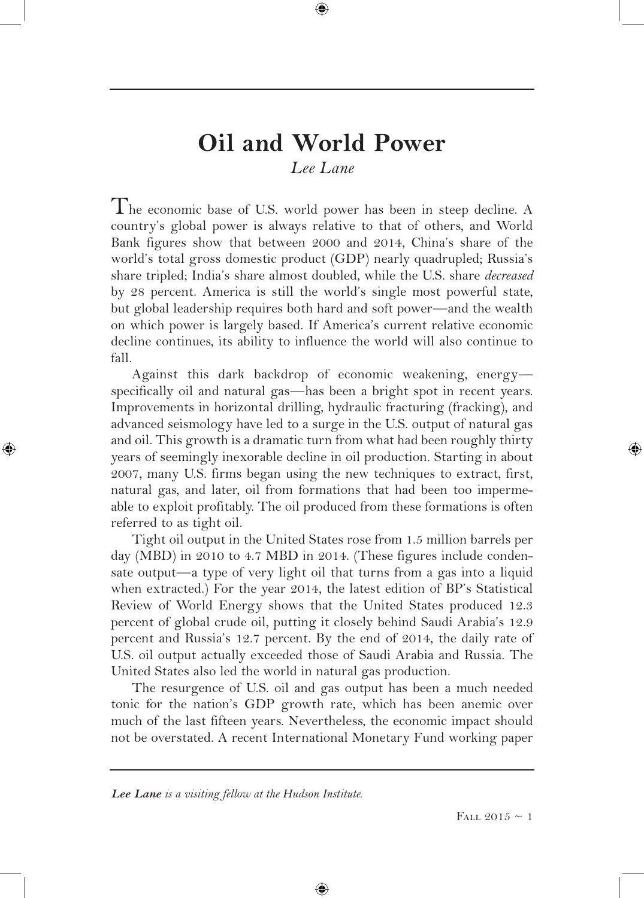# Oil and World Power

*Lee Lane*

The economic base of U.S. world power has been in steep decline. A country's global power is always relative to that of others, and World Bank figures show that between 2000 and 2014, China's share of the world's total gross domestic product (GDP) nearly quadrupled; Russia's share tripled; India's share almost doubled, while the U.S. share *decreased* by 28 percent. America is still the world's single most powerful state, but global leadership requires both hard and soft power—and the wealth on which power is largely based. If America's current relative economic decline continues, its ability to influence the world will also continue to fall.

Against this dark backdrop of economic weakening, energy—specifically oil and natural gas—has been a bright spot in recent years. Improvements in horizontal drilling, hydraulic fracturing (fracking), and advanced seismology have led to a surge in the U.S. output of natural gas and oil. This growth is a dramatic turn from what had been roughly thirty years of seemingly inexorable decline in oil production. Starting in about 2007, many U.S. firms began using the new techniques to extract, first, natural gas, and later, oil from formations that had been too impermeable to exploit profitably. The oil produced from these formations is often referred to as tight oil.

Tight oil output in the United States rose from 1.5 million barrels per day (MBD) in 2010 to 4.7 MBD in 2014. (These figures include condensate output—a type of very light oil that turns from a gas into a liquid when extracted.) For the year 2014, the latest edition of BP's Statistical Review of World Energy shows that the United States produced 12.3 percent of global crude oil, putting it closely behind Saudi Arabia's 12.9 percent and Russia's 12.7 percent. By the end of 2014, the daily rate of U.S. oil output actually exceeded those of Saudi Arabia and Russia. The United States also led the world in natural gas production.

The resurgence of U.S. oil and gas output has been a much needed tonic for the nation's GDP growth rate, which has been anemic over much of the last fifteen years. Nevertheless, the economic impact should not be overstated. A recent International Monetary Fund working paper

---

***Lee Lane** is a visiting fellow at the Hudson Institute.*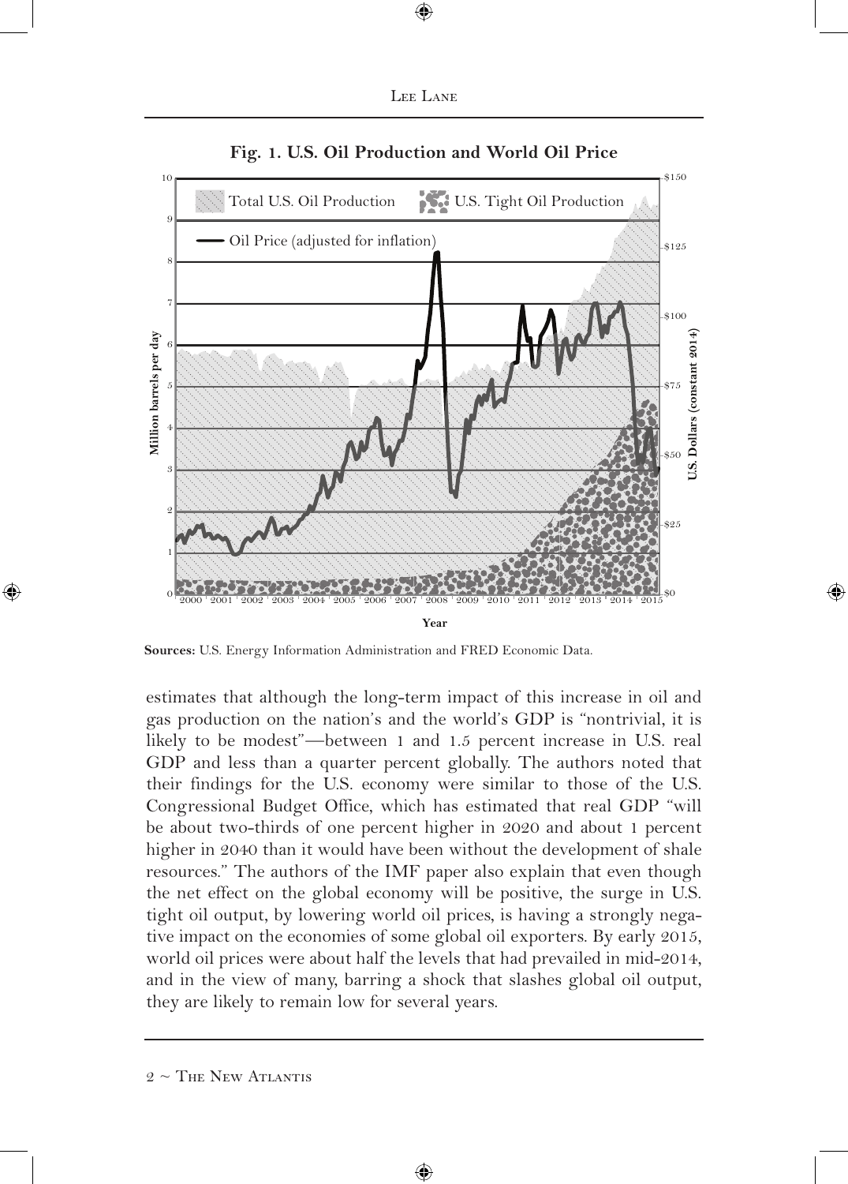**Fig. 1. U.S. Oil Production and World Oil Price**

**Sources:** U.S. Energy Information Administration and FRED Economic Data.

estimates that although the long-term impact of this increase in oil and gas production on the nation's and the world's GDP is "nontrivial, it is likely to be modest"—between 1 and 1.5 percent increase in U.S. real GDP and less than a quarter percent globally. The authors noted that their findings for the U.S. economy were similar to those of the U.S. Congressional Budget Office, which has estimated that real GDP "will be about two-thirds of one percent higher in 2020 and about 1 percent higher in 2040 than it would have been without the development of shale resources." The authors of the IMF paper also explain that even though the net effect on the global economy will be positive, the surge in U.S. tight oil output, by lowering world oil prices, is having a strongly negative impact on the economies of some global oil exporters. By early 2015, world oil prices were about half the levels that had prevailed in mid-2014, and in the view of many, barring a shock that slashes global oil output, they are likely to remain low for several years.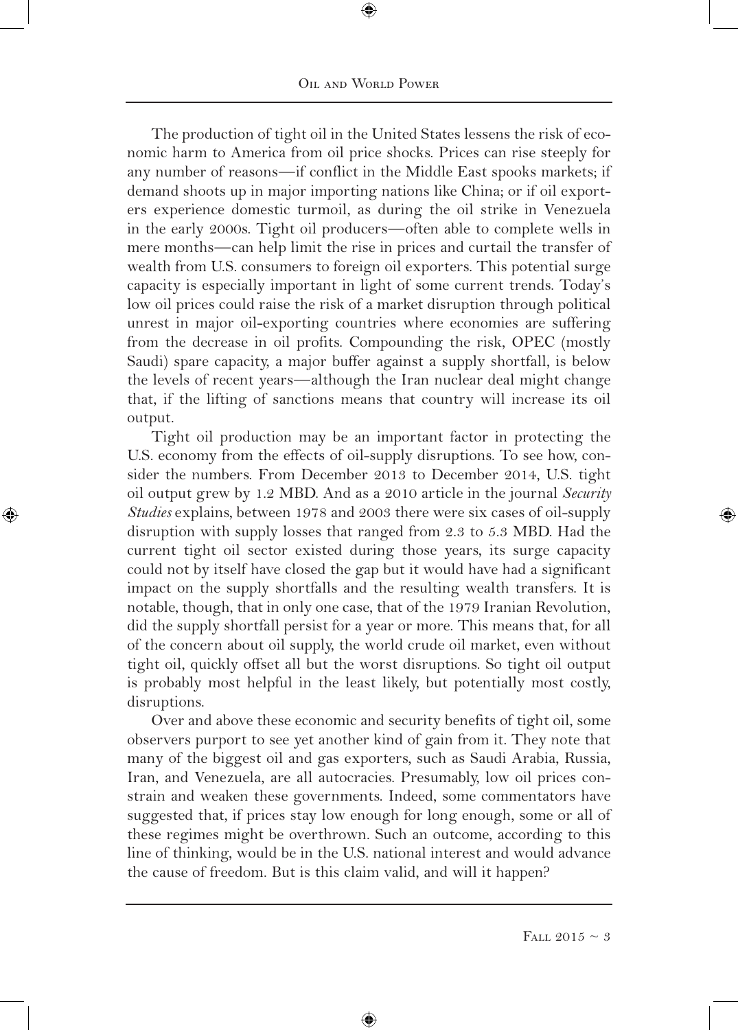The production of tight oil in the United States lessens the risk of economic harm to America from oil price shocks. Prices can rise steeply for any number of reasons—if conflict in the Middle East spooks markets; if demand shoots up in major importing nations like China; or if oil exporters experience domestic turmoil, as during the oil strike in Venezuela in the early 2000s. Tight oil producers—often able to complete wells in mere months—can help limit the rise in prices and curtail the transfer of wealth from U.S. consumers to foreign oil exporters. This potential surge capacity is especially important in light of some current trends. Today's low oil prices could raise the risk of a market disruption through political unrest in major oil-exporting countries where economies are suffering from the decrease in oil profits. Compounding the risk, OPEC (mostly Saudi) spare capacity, a major buffer against a supply shortfall, is below the levels of recent years—although the Iran nuclear deal might change that, if the lifting of sanctions means that country will increase its oil output.

Tight oil production may be an important factor in protecting the U.S. economy from the effects of oil-supply disruptions. To see how, consider the numbers. From December 2013 to December 2014, U.S. tight oil output grew by 1.2 MBD. And as a 2010 article in the journal *Security Studies* explains, between 1978 and 2003 there were six cases of oil-supply disruption with supply losses that ranged from 2.3 to 5.3 MBD. Had the current tight oil sector existed during those years, its surge capacity could not by itself have closed the gap but it would have had a significant impact on the supply shortfalls and the resulting wealth transfers. It is notable, though, that in only one case, that of the 1979 Iranian Revolution, did the supply shortfall persist for a year or more. This means that, for all of the concern about oil supply, the world crude oil market, even without tight oil, quickly offset all but the worst disruptions. So tight oil output is probably most helpful in the least likely, but potentially most costly, disruptions.

Over and above these economic and security benefits of tight oil, some observers purport to see yet another kind of gain from it. They note that many of the biggest oil and gas exporters, such as Saudi Arabia, Russia, Iran, and Venezuela, are all autocracies. Presumably, low oil prices constrain and weaken these governments. Indeed, some commentators have suggested that, if prices stay low enough for long enough, some or all of these regimes might be overthrown. Such an outcome, according to this line of thinking, would be in the U.S. national interest and would advance the cause of freedom. But is this claim valid, and will it happen?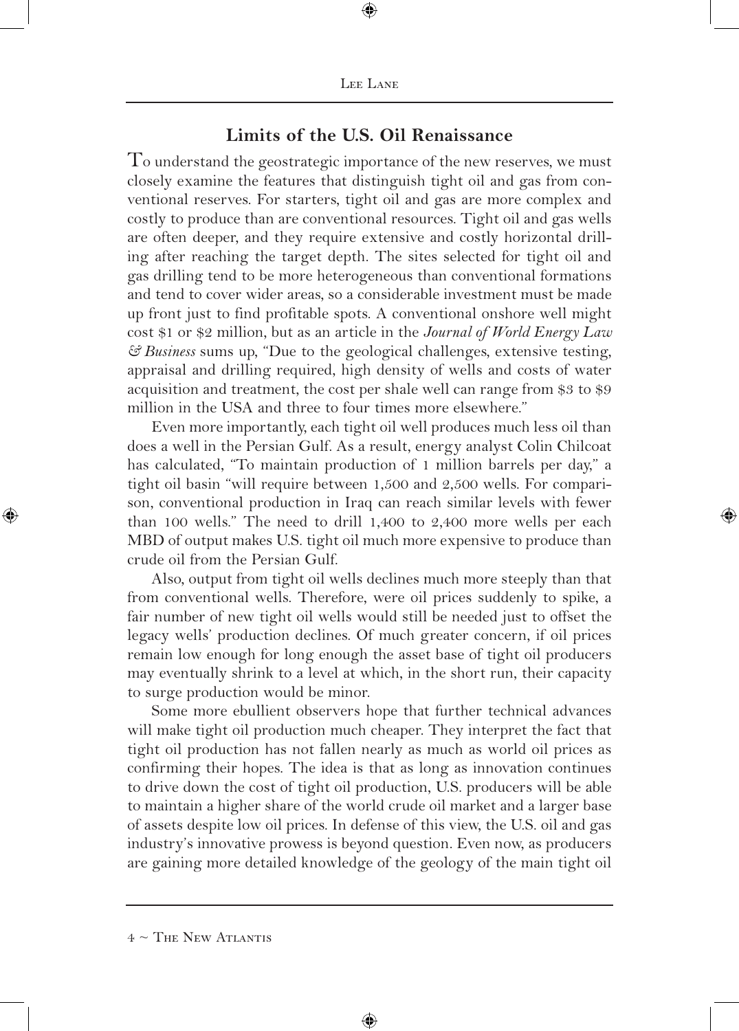## Limits of the U.S. Oil Renaissance

To understand the geostrategic importance of the new reserves, we must closely examine the features that distinguish tight oil and gas from conventional reserves. For starters, tight oil and gas are more complex and costly to produce than are conventional resources. Tight oil and gas wells are often deeper, and they require extensive and costly horizontal drilling after reaching the target depth. The sites selected for tight oil and gas drilling tend to be more heterogeneous than conventional formations and tend to cover wider areas, so a considerable investment must be made up front just to find profitable spots. A conventional onshore well might cost $1 or $2 million, but as an article in the *Journal of World Energy Law & Business* sums up, "Due to the geological challenges, extensive testing, appraisal and drilling required, high density of wells and costs of water acquisition and treatment, the cost per shale well can range from $3 to $9 million in the USA and three to four times more elsewhere."

Even more importantly, each tight oil well produces much less oil than does a well in the Persian Gulf. As a result, energy analyst Colin Chilcoat has calculated, "To maintain production of 1 million barrels per day," a tight oil basin "will require between 1,500 and 2,500 wells. For comparison, conventional production in Iraq can reach similar levels with fewer than 100 wells." The need to drill 1,400 to 2,400 more wells per each MBD of output makes U.S. tight oil much more expensive to produce than crude oil from the Persian Gulf.

Also, output from tight oil wells declines much more steeply than that from conventional wells. Therefore, were oil prices suddenly to spike, a fair number of new tight oil wells would still be needed just to offset the legacy wells' production declines. Of much greater concern, if oil prices remain low enough for long enough the asset base of tight oil producers may eventually shrink to a level at which, in the short run, their capacity to surge production would be minor.

Some more ebullient observers hope that further technical advances will make tight oil production much cheaper. They interpret the fact that tight oil production has not fallen nearly as much as world oil prices as confirming their hopes. The idea is that as long as innovation continues to drive down the cost of tight oil production, U.S. producers will be able to maintain a higher share of the world crude oil market and a larger base of assets despite low oil prices. In defense of this view, the U.S. oil and gas industry's innovative prowess is beyond question. Even now, as producers are gaining more detailed knowledge of the geology of the main tight oil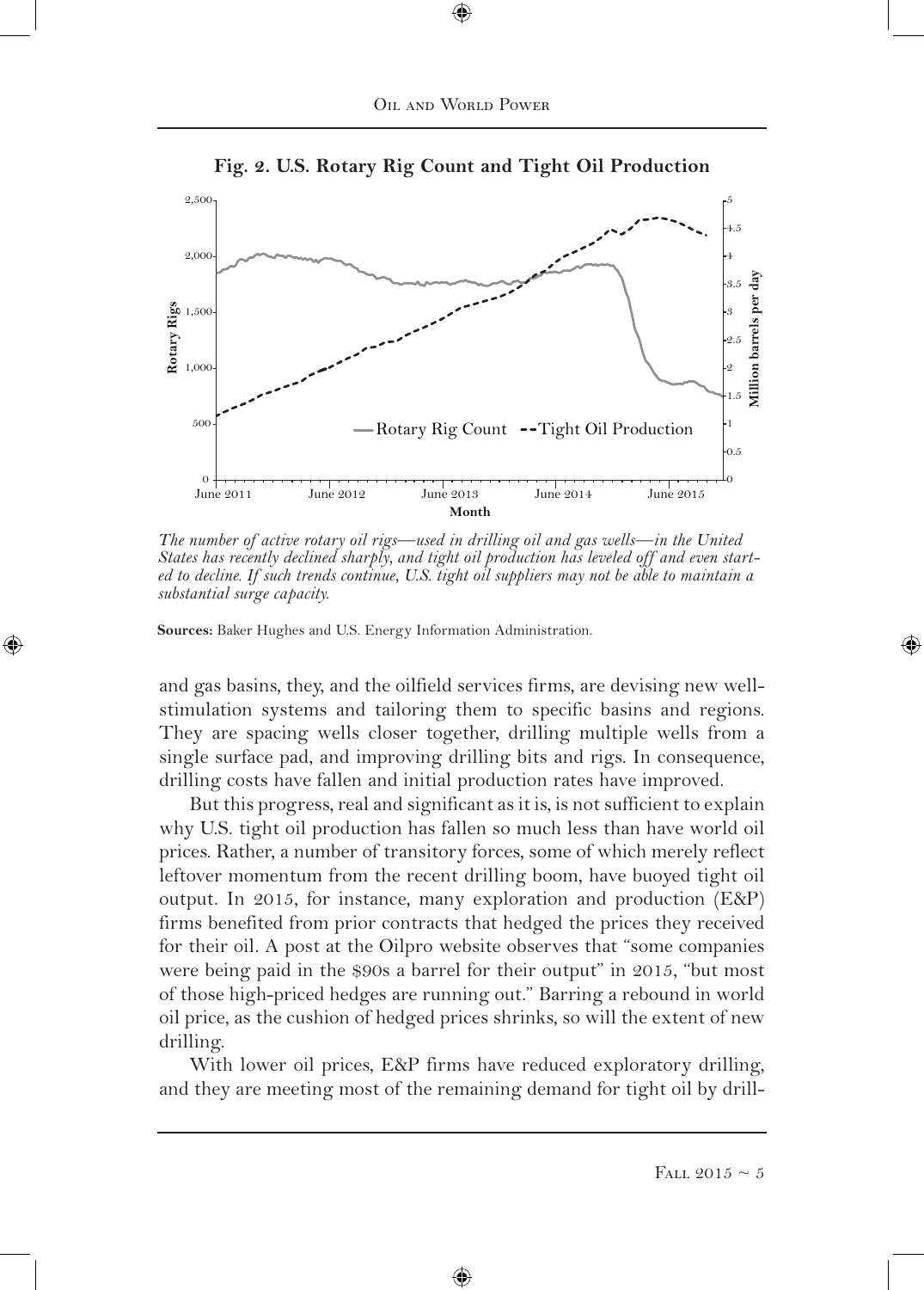**Fig. 2. U.S. Rotary Rig Count and Tight Oil Production**

*The number of active rotary oil rigs—used in drilling oil and gas wells—in the United States has recently declined sharply, and tight oil production has leveled off and even started to decline. If such trends continue, U.S. tight oil suppliers may not be able to maintain a substantial surge capacity.*

**Sources:** Baker Hughes and U.S. Energy Information Administration.

and gas basins, they, and the oilfield services firms, are devising new well-stimulation systems and tailoring them to specific basins and regions. They are spacing wells closer together, drilling multiple wells from a single surface pad, and improving drilling bits and rigs. In consequence, drilling costs have fallen and initial production rates have improved.

But this progress, real and significant as it is, is not sufficient to explain why U.S. tight oil production has fallen so much less than have world oil prices. Rather, a number of transitory forces, some of which merely reflect leftover momentum from the recent drilling boom, have buoyed tight oil output. In 2015, for instance, many exploration and production (E&P) firms benefited from prior contracts that hedged the prices they received for their oil. A post at the Oilpro website observes that "some companies were being paid in the $90s a barrel for their output" in 2015, "but most of those high-priced hedges are running out." Barring a rebound in world oil price, as the cushion of hedged prices shrinks, so will the extent of new drilling.

With lower oil prices, E&P firms have reduced exploratory drilling, and they are meeting most of the remaining demand for tight oil by drill-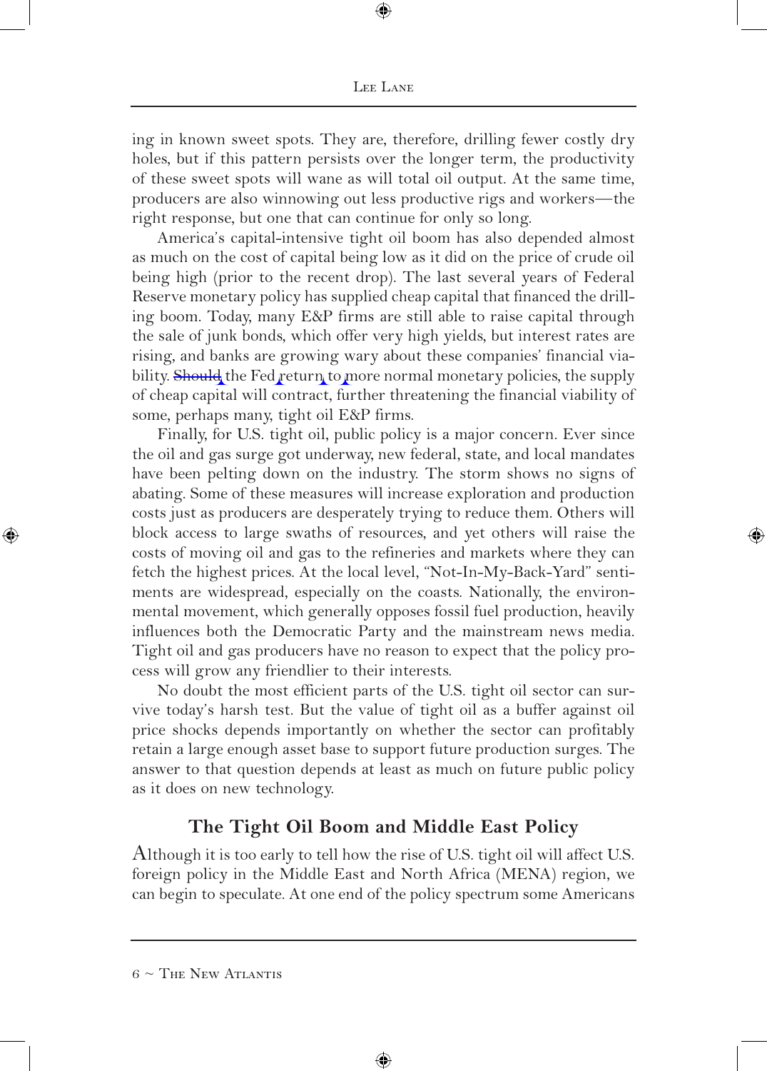ing in known sweet spots. They are, therefore, drilling fewer costly dry holes, but if this pattern persists over the longer term, the productivity of these sweet spots will wane as will total oil output. At the same time, producers are also winnowing out less productive rigs and workers—the right response, but one that can continue for only so long.

America's capital-intensive tight oil boom has also depended almost as much on the cost of capital being low as it did on the price of crude oil being high (prior to the recent drop). The last several years of Federal Reserve monetary policy has supplied cheap capital that financed the drilling boom. Today, many E&P firms are still able to raise capital through the sale of junk bonds, which offer very high yields, but interest rates are rising, and banks are growing wary about these companies' financial viability. Should the Fed return to more normal monetary policies, the supply of cheap capital will contract, further threatening the financial viability of some, perhaps many, tight oil E&P firms.

Finally, for U.S. tight oil, public policy is a major concern. Ever since the oil and gas surge got underway, new federal, state, and local mandates have been pelting down on the industry. The storm shows no signs of abating. Some of these measures will increase exploration and production costs just as producers are desperately trying to reduce them. Others will block access to large swaths of resources, and yet others will raise the costs of moving oil and gas to the refineries and markets where they can fetch the highest prices. At the local level, "Not-In-My-Back-Yard" sentiments are widespread, especially on the coasts. Nationally, the environmental movement, which generally opposes fossil fuel production, heavily influences both the Democratic Party and the mainstream news media. Tight oil and gas producers have no reason to expect that the policy process will grow any friendlier to their interests.

No doubt the most efficient parts of the U.S. tight oil sector can survive today's harsh test. But the value of tight oil as a buffer against oil price shocks depends importantly on whether the sector can profitably retain a large enough asset base to support future production surges. The answer to that question depends at least as much on future public policy as it does on new technology.

## The Tight Oil Boom and Middle East Policy

Although it is too early to tell how the rise of U.S. tight oil will affect U.S. foreign policy in the Middle East and North Africa (MENA) region, we can begin to speculate. At one end of the policy spectrum some Americans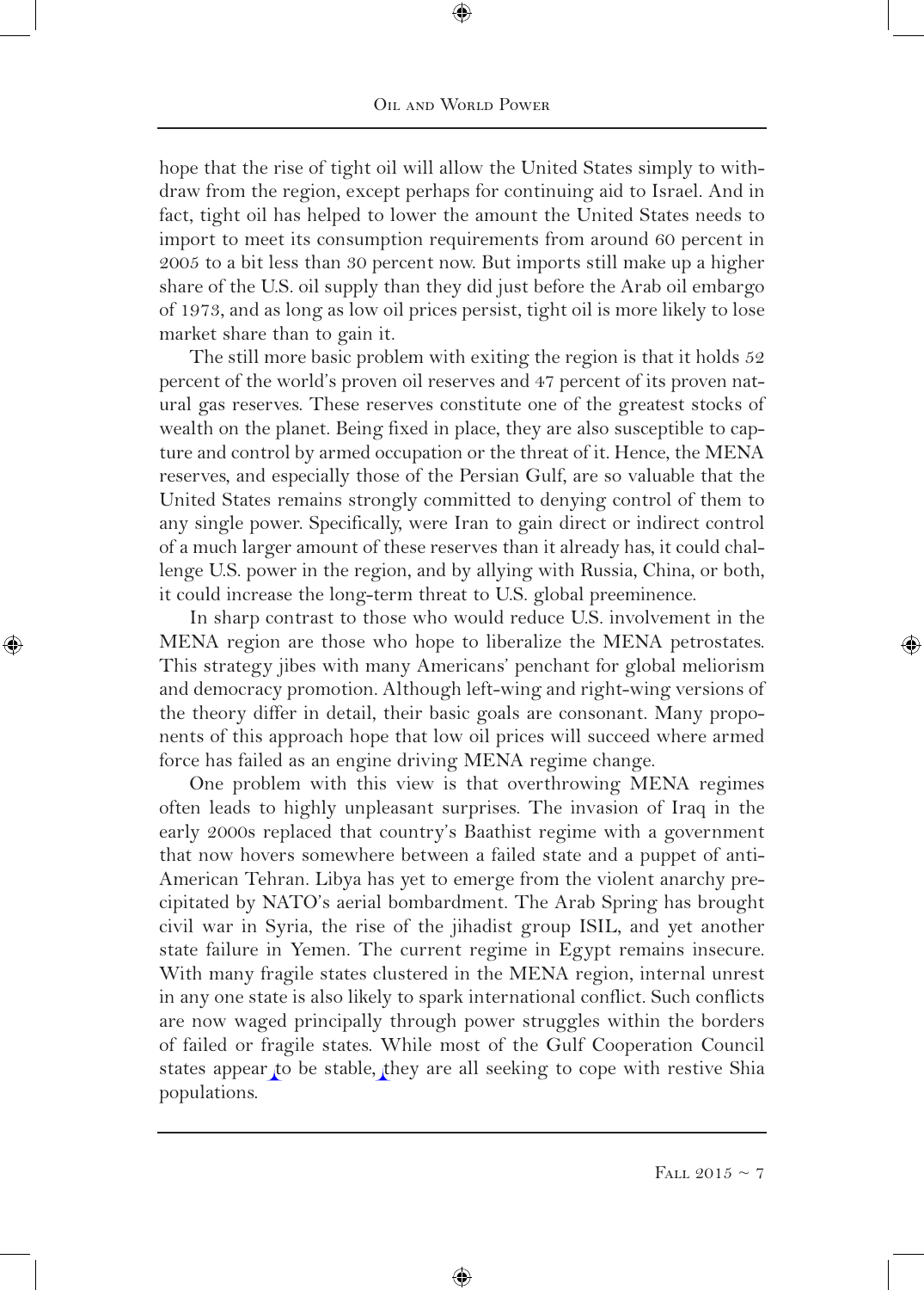hope that the rise of tight oil will allow the United States simply to withdraw from the region, except perhaps for continuing aid to Israel. And in fact, tight oil has helped to lower the amount the United States needs to import to meet its consumption requirements from around 60 percent in 2005 to a bit less than 30 percent now. But imports still make up a higher share of the U.S. oil supply than they did just before the Arab oil embargo of 1973, and as long as low oil prices persist, tight oil is more likely to lose market share than to gain it.

The still more basic problem with exiting the region is that it holds 52 percent of the world's proven oil reserves and 47 percent of its proven natural gas reserves. These reserves constitute one of the greatest stocks of wealth on the planet. Being fixed in place, they are also susceptible to capture and control by armed occupation or the threat of it. Hence, the MENA reserves, and especially those of the Persian Gulf, are so valuable that the United States remains strongly committed to denying control of them to any single power. Specifically, were Iran to gain direct or indirect control of a much larger amount of these reserves than it already has, it could challenge U.S. power in the region, and by allying with Russia, China, or both, it could increase the long-term threat to U.S. global preeminence.

In sharp contrast to those who would reduce U.S. involvement in the MENA region are those who hope to liberalize the MENA petrostates. This strategy jibes with many Americans' penchant for global meliorism and democracy promotion. Although left-wing and right-wing versions of the theory differ in detail, their basic goals are consonant. Many proponents of this approach hope that low oil prices will succeed where armed force has failed as an engine driving MENA regime change.

One problem with this view is that overthrowing MENA regimes often leads to highly unpleasant surprises. The invasion of Iraq in the early 2000s replaced that country's Baathist regime with a government that now hovers somewhere between a failed state and a puppet of anti-American Tehran. Libya has yet to emerge from the violent anarchy precipitated by NATO's aerial bombardment. The Arab Spring has brought civil war in Syria, the rise of the jihadist group ISIL, and yet another state failure in Yemen. The current regime in Egypt remains insecure. With many fragile states clustered in the MENA region, internal unrest in any one state is also likely to spark international conflict. Such conflicts are now waged principally through power struggles within the borders of failed or fragile states. While most of the Gulf Cooperation Council states appear to be stable, they are all seeking to cope with restive Shia populations.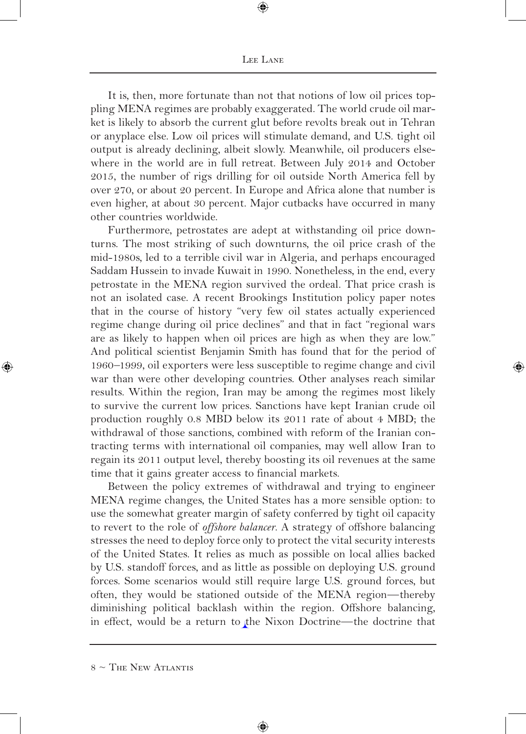It is, then, more fortunate than not that notions of low oil prices toppling MENA regimes are probably exaggerated. The world crude oil market is likely to absorb the current glut before revolts break out in Tehran or anyplace else. Low oil prices will stimulate demand, and U.S. tight oil output is already declining, albeit slowly. Meanwhile, oil producers elsewhere in the world are in full retreat. Between July 2014 and October 2015, the number of rigs drilling for oil outside North America fell by over 270, or about 20 percent. In Europe and Africa alone that number is even higher, at about 30 percent. Major cutbacks have occurred in many other countries worldwide.

Furthermore, petrostates are adept at withstanding oil price downturns. The most striking of such downturns, the oil price crash of the mid-1980s, led to a terrible civil war in Algeria, and perhaps encouraged Saddam Hussein to invade Kuwait in 1990. Nonetheless, in the end, every petrostate in the MENA region survived the ordeal. That price crash is not an isolated case. A recent Brookings Institution policy paper notes that in the course of history "very few oil states actually experienced regime change during oil price declines" and that in fact "regional wars are as likely to happen when oil prices are high as when they are low." And political scientist Benjamin Smith has found that for the period of 1960–1999, oil exporters were less susceptible to regime change and civil war than were other developing countries. Other analyses reach similar results. Within the region, Iran may be among the regimes most likely to survive the current low prices. Sanctions have kept Iranian crude oil production roughly 0.8 MBD below its 2011 rate of about 4 MBD; the withdrawal of those sanctions, combined with reform of the Iranian contracting terms with international oil companies, may well allow Iran to regain its 2011 output level, thereby boosting its oil revenues at the same time that it gains greater access to financial markets.

Between the policy extremes of withdrawal and trying to engineer MENA regime changes, the United States has a more sensible option: to use the somewhat greater margin of safety conferred by tight oil capacity to revert to the role of *offshore balancer*. A strategy of offshore balancing stresses the need to deploy force only to protect the vital security interests of the United States. It relies as much as possible on local allies backed by U.S. standoff forces, and as little as possible on deploying U.S. ground forces. Some scenarios would still require large U.S. ground forces, but often, they would be stationed outside of the MENA region—thereby diminishing political backlash within the region. Offshore balancing, in effect, would be a return to the Nixon Doctrine—the doctrine that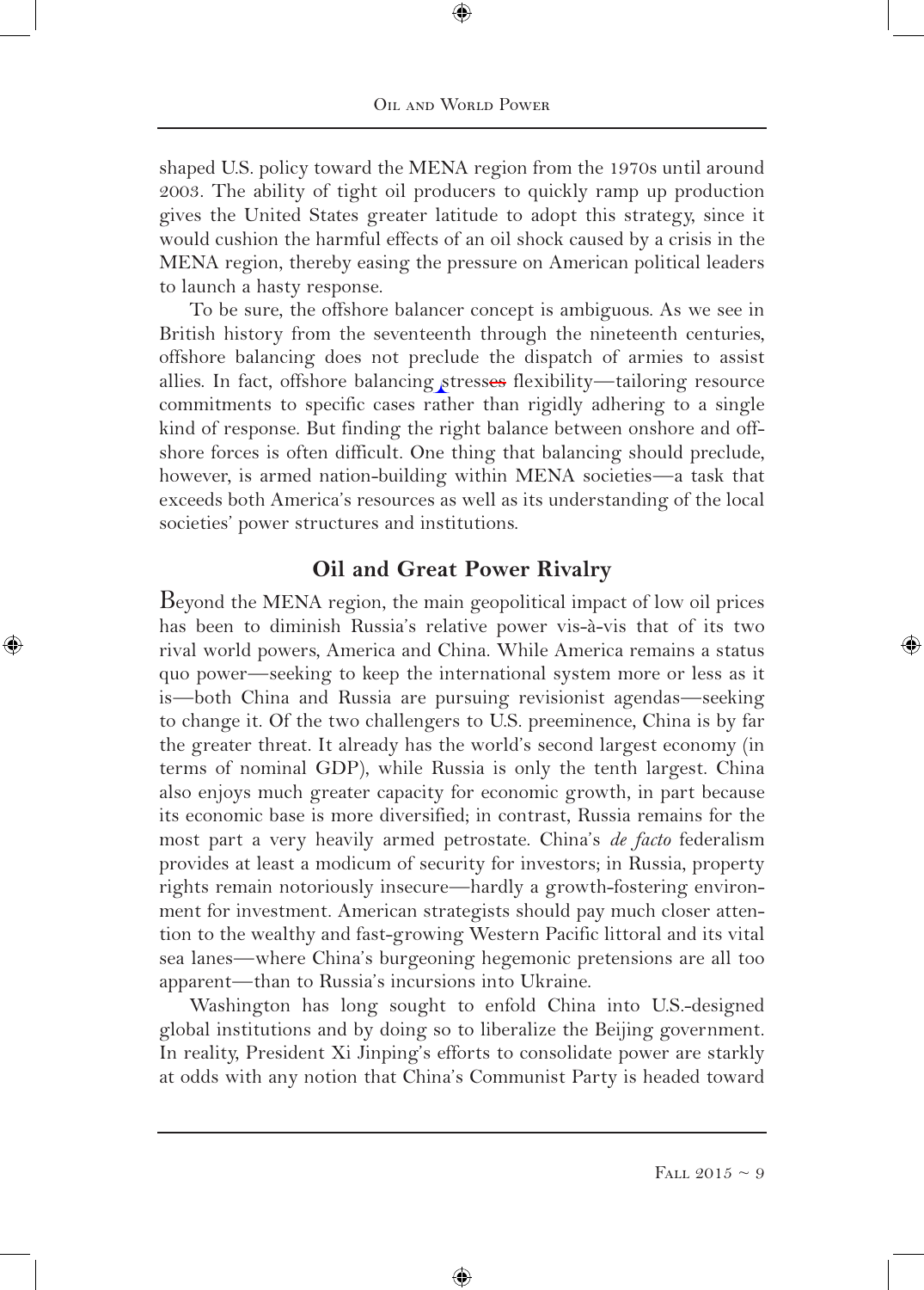shaped U.S. policy toward the MENA region from the 1970s until around 2003. The ability of tight oil producers to quickly ramp up production gives the United States greater latitude to adopt this strategy, since it would cushion the harmful effects of an oil shock caused by a crisis in the MENA region, thereby easing the pressure on American political leaders to launch a hasty response.

To be sure, the offshore balancer concept is ambiguous. As we see in British history from the seventeenth through the nineteenth centuries, offshore balancing does not preclude the dispatch of armies to assist allies. In fact, offshore balancing stresses flexibility—tailoring resource commitments to specific cases rather than rigidly adhering to a single kind of response. But finding the right balance between onshore and offshore forces is often difficult. One thing that balancing should preclude, however, is armed nation-building within MENA societies—a task that exceeds both America's resources as well as its understanding of the local societies' power structures and institutions.

## Oil and Great Power Rivalry

Beyond the MENA region, the main geopolitical impact of low oil prices has been to diminish Russia's relative power vis-à-vis that of its two rival world powers, America and China. While America remains a status quo power—seeking to keep the international system more or less as it is—both China and Russia are pursuing revisionist agendas—seeking to change it. Of the two challengers to U.S. preeminence, China is by far the greater threat. It already has the world's second largest economy (in terms of nominal GDP), while Russia is only the tenth largest. China also enjoys much greater capacity for economic growth, in part because its economic base is more diversified; in contrast, Russia remains for the most part a very heavily armed petrostate. China's *de facto* federalism provides at least a modicum of security for investors; in Russia, property rights remain notoriously insecure—hardly a growth-fostering environment for investment. American strategists should pay much closer attention to the wealthy and fast-growing Western Pacific littoral and its vital sea lanes—where China's burgeoning hegemonic pretensions are all too apparent—than to Russia's incursions into Ukraine.

Washington has long sought to enfold China into U.S.-designed global institutions and by doing so to liberalize the Beijing government. In reality, President Xi Jinping's efforts to consolidate power are starkly at odds with any notion that China's Communist Party is headed toward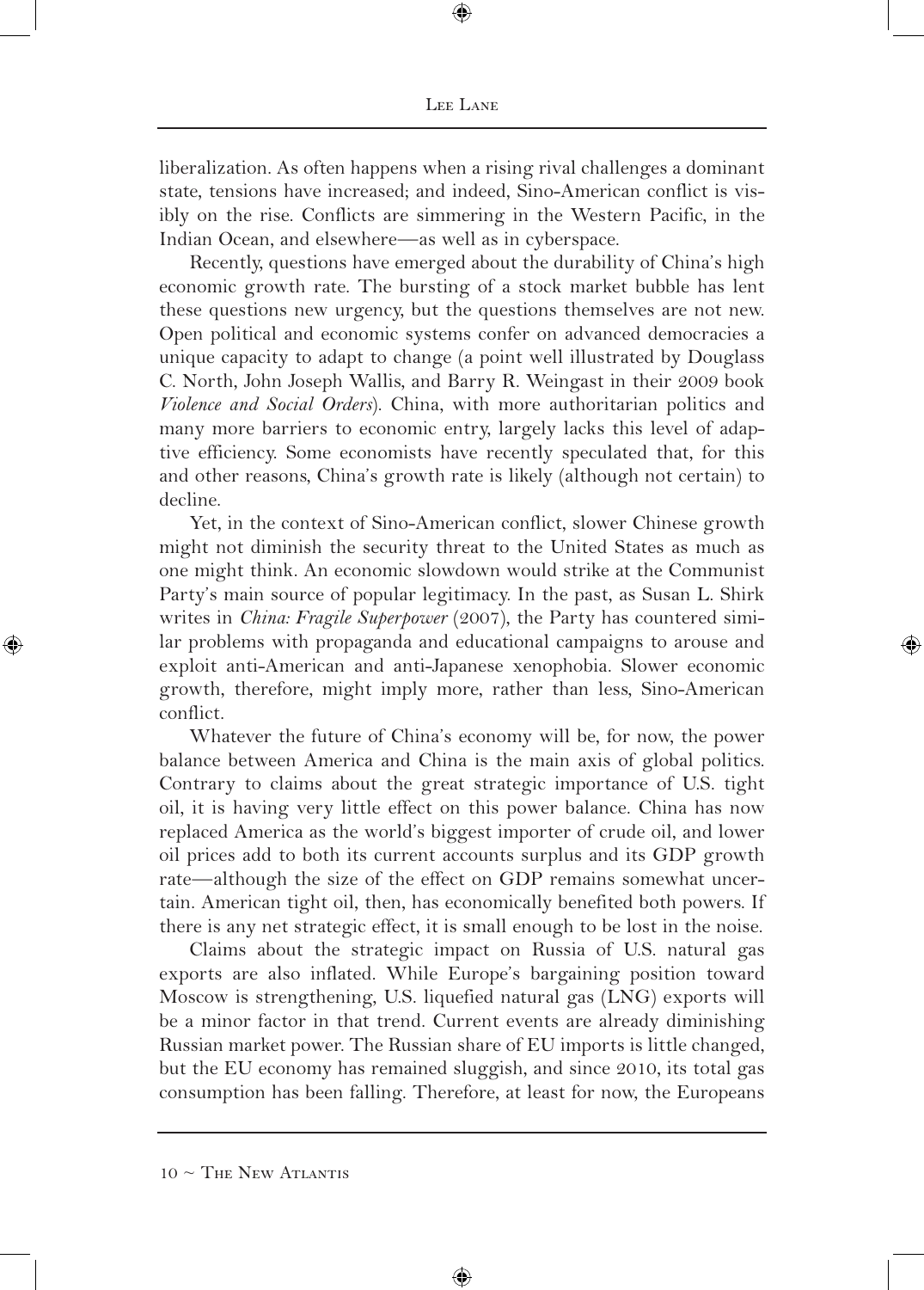liberalization. As often happens when a rising rival challenges a dominant state, tensions have increased; and indeed, Sino-American conflict is visibly on the rise. Conflicts are simmering in the Western Pacific, in the Indian Ocean, and elsewhere—as well as in cyberspace.

Recently, questions have emerged about the durability of China's high economic growth rate. The bursting of a stock market bubble has lent these questions new urgency, but the questions themselves are not new. Open political and economic systems confer on advanced democracies a unique capacity to adapt to change (a point well illustrated by Douglass C. North, John Joseph Wallis, and Barry R. Weingast in their 2009 book *Violence and Social Orders*). China, with more authoritarian politics and many more barriers to economic entry, largely lacks this level of adaptive efficiency. Some economists have recently speculated that, for this and other reasons, China's growth rate is likely (although not certain) to decline.

Yet, in the context of Sino-American conflict, slower Chinese growth might not diminish the security threat to the United States as much as one might think. An economic slowdown would strike at the Communist Party's main source of popular legitimacy. In the past, as Susan L. Shirk writes in *China: Fragile Superpower* (2007), the Party has countered similar problems with propaganda and educational campaigns to arouse and exploit anti-American and anti-Japanese xenophobia. Slower economic growth, therefore, might imply more, rather than less, Sino-American conflict.

Whatever the future of China's economy will be, for now, the power balance between America and China is the main axis of global politics. Contrary to claims about the great strategic importance of U.S. tight oil, it is having very little effect on this power balance. China has now replaced America as the world's biggest importer of crude oil, and lower oil prices add to both its current accounts surplus and its GDP growth rate—although the size of the effect on GDP remains somewhat uncertain. American tight oil, then, has economically benefited both powers. If there is any net strategic effect, it is small enough to be lost in the noise.

Claims about the strategic impact on Russia of U.S. natural gas exports are also inflated. While Europe's bargaining position toward Moscow is strengthening, U.S. liquefied natural gas (LNG) exports will be a minor factor in that trend. Current events are already diminishing Russian market power. The Russian share of EU imports is little changed, but the EU economy has remained sluggish, and since 2010, its total gas consumption has been falling. Therefore, at least for now, the Europeans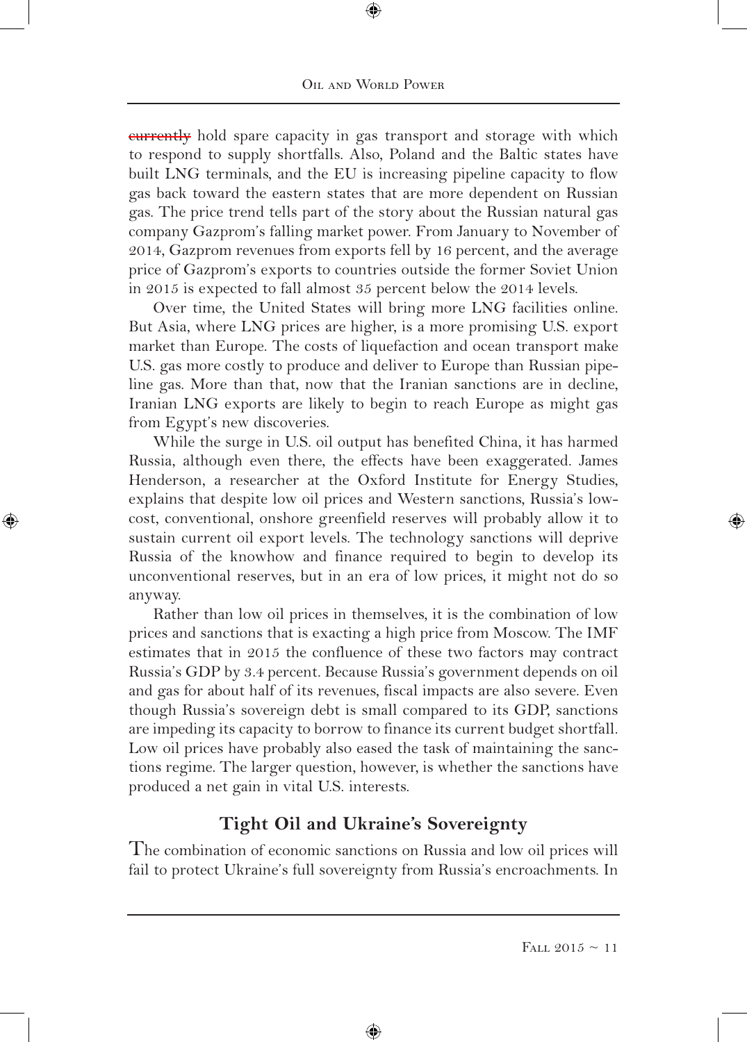~~currently~~ hold spare capacity in gas transport and storage with which to respond to supply shortfalls. Also, Poland and the Baltic states have built LNG terminals, and the EU is increasing pipeline capacity to flow gas back toward the eastern states that are more dependent on Russian gas. The price trend tells part of the story about the Russian natural gas company Gazprom's falling market power. From January to November of 2014, Gazprom revenues from exports fell by 16 percent, and the average price of Gazprom's exports to countries outside the former Soviet Union in 2015 is expected to fall almost 35 percent below the 2014 levels.

Over time, the United States will bring more LNG facilities online. But Asia, where LNG prices are higher, is a more promising U.S. export market than Europe. The costs of liquefaction and ocean transport make U.S. gas more costly to produce and deliver to Europe than Russian pipeline gas. More than that, now that the Iranian sanctions are in decline, Iranian LNG exports are likely to begin to reach Europe as might gas from Egypt's new discoveries.

While the surge in U.S. oil output has benefited China, it has harmed Russia, although even there, the effects have been exaggerated. James Henderson, a researcher at the Oxford Institute for Energy Studies, explains that despite low oil prices and Western sanctions, Russia's low-cost, conventional, onshore greenfield reserves will probably allow it to sustain current oil export levels. The technology sanctions will deprive Russia of the knowhow and finance required to begin to develop its unconventional reserves, but in an era of low prices, it might not do so anyway.

Rather than low oil prices in themselves, it is the combination of low prices and sanctions that is exacting a high price from Moscow. The IMF estimates that in 2015 the confluence of these two factors may contract Russia's GDP by 3.4 percent. Because Russia's government depends on oil and gas for about half of its revenues, fiscal impacts are also severe. Even though Russia's sovereign debt is small compared to its GDP, sanctions are impeding its capacity to borrow to finance its current budget shortfall. Low oil prices have probably also eased the task of maintaining the sanctions regime. The larger question, however, is whether the sanctions have produced a net gain in vital U.S. interests.

## Tight Oil and Ukraine's Sovereignty

The combination of economic sanctions on Russia and low oil prices will fail to protect Ukraine's full sovereignty from Russia's encroachments. In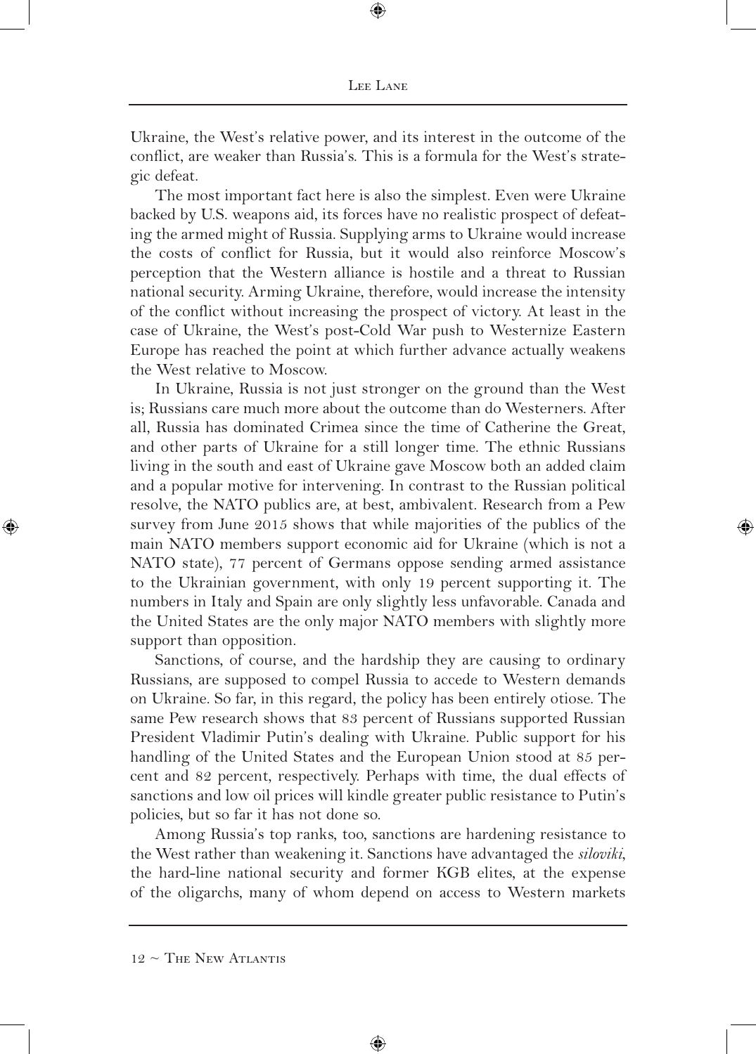Ukraine, the West's relative power, and its interest in the outcome of the conflict, are weaker than Russia's. This is a formula for the West's strategic defeat.

The most important fact here is also the simplest. Even were Ukraine backed by U.S. weapons aid, its forces have no realistic prospect of defeating the armed might of Russia. Supplying arms to Ukraine would increase the costs of conflict for Russia, but it would also reinforce Moscow's perception that the Western alliance is hostile and a threat to Russian national security. Arming Ukraine, therefore, would increase the intensity of the conflict without increasing the prospect of victory. At least in the case of Ukraine, the West's post-Cold War push to Westernize Eastern Europe has reached the point at which further advance actually weakens the West relative to Moscow.

In Ukraine, Russia is not just stronger on the ground than the West is; Russians care much more about the outcome than do Westerners. After all, Russia has dominated Crimea since the time of Catherine the Great, and other parts of Ukraine for a still longer time. The ethnic Russians living in the south and east of Ukraine gave Moscow both an added claim and a popular motive for intervening. In contrast to the Russian political resolve, the NATO publics are, at best, ambivalent. Research from a Pew survey from June 2015 shows that while majorities of the publics of the main NATO members support economic aid for Ukraine (which is not a NATO state), 77 percent of Germans oppose sending armed assistance to the Ukrainian government, with only 19 percent supporting it. The numbers in Italy and Spain are only slightly less unfavorable. Canada and the United States are the only major NATO members with slightly more support than opposition.

Sanctions, of course, and the hardship they are causing to ordinary Russians, are supposed to compel Russia to accede to Western demands on Ukraine. So far, in this regard, the policy has been entirely otiose. The same Pew research shows that 83 percent of Russians supported Russian President Vladimir Putin's dealing with Ukraine. Public support for his handling of the United States and the European Union stood at 85 percent and 82 percent, respectively. Perhaps with time, the dual effects of sanctions and low oil prices will kindle greater public resistance to Putin's policies, but so far it has not done so.

Among Russia's top ranks, too, sanctions are hardening resistance to the West rather than weakening it. Sanctions have advantaged the *siloviki*, the hard-line national security and former KGB elites, at the expense of the oligarchs, many of whom depend on access to Western markets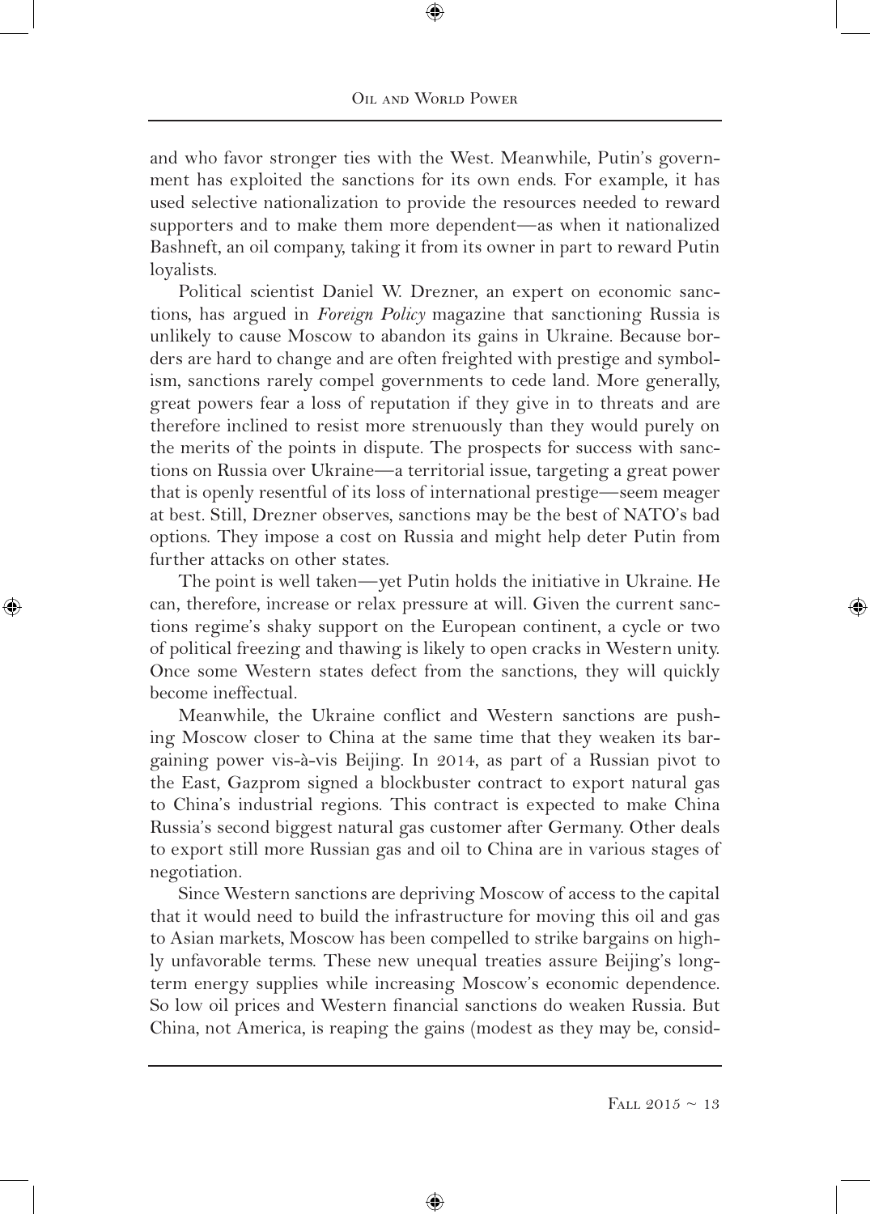and who favor stronger ties with the West. Meanwhile, Putin's government has exploited the sanctions for its own ends. For example, it has used selective nationalization to provide the resources needed to reward supporters and to make them more dependent—as when it nationalized Bashneft, an oil company, taking it from its owner in part to reward Putin loyalists.

Political scientist Daniel W. Drezner, an expert on economic sanctions, has argued in *Foreign Policy* magazine that sanctioning Russia is unlikely to cause Moscow to abandon its gains in Ukraine. Because borders are hard to change and are often freighted with prestige and symbolism, sanctions rarely compel governments to cede land. More generally, great powers fear a loss of reputation if they give in to threats and are therefore inclined to resist more strenuously than they would purely on the merits of the points in dispute. The prospects for success with sanctions on Russia over Ukraine—a territorial issue, targeting a great power that is openly resentful of its loss of international prestige—seem meager at best. Still, Drezner observes, sanctions may be the best of NATO's bad options. They impose a cost on Russia and might help deter Putin from further attacks on other states.

The point is well taken—yet Putin holds the initiative in Ukraine. He can, therefore, increase or relax pressure at will. Given the current sanctions regime's shaky support on the European continent, a cycle or two of political freezing and thawing is likely to open cracks in Western unity. Once some Western states defect from the sanctions, they will quickly become ineffectual.

Meanwhile, the Ukraine conflict and Western sanctions are pushing Moscow closer to China at the same time that they weaken its bargaining power vis-à-vis Beijing. In 2014, as part of a Russian pivot to the East, Gazprom signed a blockbuster contract to export natural gas to China's industrial regions. This contract is expected to make China Russia's second biggest natural gas customer after Germany. Other deals to export still more Russian gas and oil to China are in various stages of negotiation.

Since Western sanctions are depriving Moscow of access to the capital that it would need to build the infrastructure for moving this oil and gas to Asian markets, Moscow has been compelled to strike bargains on highly unfavorable terms. These new unequal treaties assure Beijing's long-term energy supplies while increasing Moscow's economic dependence. So low oil prices and Western financial sanctions do weaken Russia. But China, not America, is reaping the gains (modest as they may be, consid-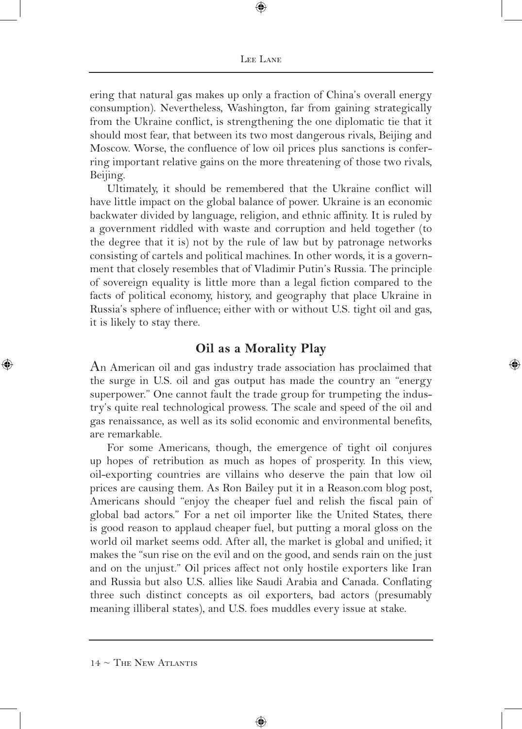ering that natural gas makes up only a fraction of China's overall energy consumption). Nevertheless, Washington, far from gaining strategically from the Ukraine conflict, is strengthening the one diplomatic tie that it should most fear, that between its two most dangerous rivals, Beijing and Moscow. Worse, the confluence of low oil prices plus sanctions is conferring important relative gains on the more threatening of those two rivals, Beijing.

Ultimately, it should be remembered that the Ukraine conflict will have little impact on the global balance of power. Ukraine is an economic backwater divided by language, religion, and ethnic affinity. It is ruled by a government riddled with waste and corruption and held together (to the degree that it is) not by the rule of law but by patronage networks consisting of cartels and political machines. In other words, it is a government that closely resembles that of Vladimir Putin's Russia. The principle of sovereign equality is little more than a legal fiction compared to the facts of political economy, history, and geography that place Ukraine in Russia's sphere of influence; either with or without U.S. tight oil and gas, it is likely to stay there.

## Oil as a Morality Play

An American oil and gas industry trade association has proclaimed that the surge in U.S. oil and gas output has made the country an "energy superpower." One cannot fault the trade group for trumpeting the industry's quite real technological prowess. The scale and speed of the oil and gas renaissance, as well as its solid economic and environmental benefits, are remarkable.

For some Americans, though, the emergence of tight oil conjures up hopes of retribution as much as hopes of prosperity. In this view, oil-exporting countries are villains who deserve the pain that low oil prices are causing them. As Ron Bailey put it in a Reason.com blog post, Americans should "enjoy the cheaper fuel and relish the fiscal pain of global bad actors." For a net oil importer like the United States, there is good reason to applaud cheaper fuel, but putting a moral gloss on the world oil market seems odd. After all, the market is global and unified; it makes the "sun rise on the evil and on the good, and sends rain on the just and on the unjust." Oil prices affect not only hostile exporters like Iran and Russia but also U.S. allies like Saudi Arabia and Canada. Conflating three such distinct concepts as oil exporters, bad actors (presumably meaning illiberal states), and U.S. foes muddles every issue at stake.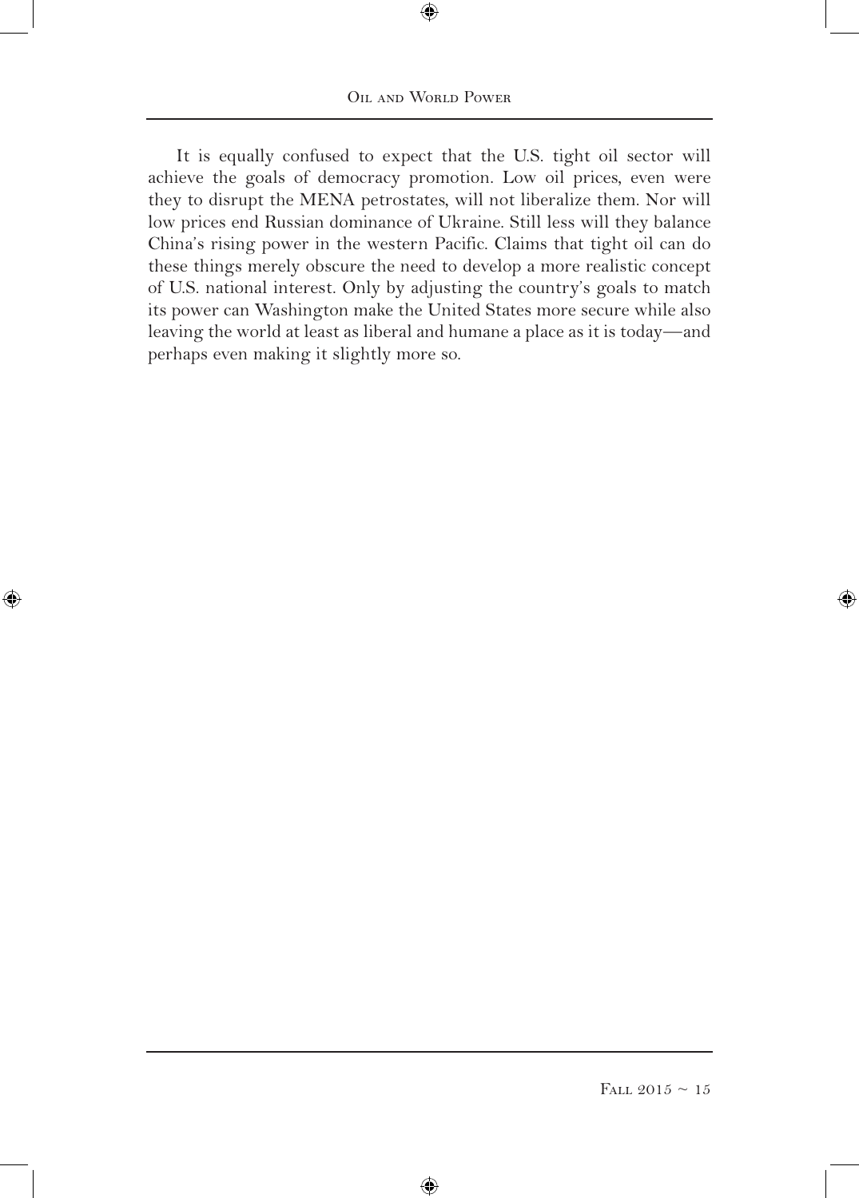It is equally confused to expect that the U.S. tight oil sector will achieve the goals of democracy promotion. Low oil prices, even were they to disrupt the MENA petrostates, will not liberalize them. Nor will low prices end Russian dominance of Ukraine. Still less will they balance China's rising power in the western Pacific. Claims that tight oil can do these things merely obscure the need to develop a more realistic concept of U.S. national interest. Only by adjusting the country's goals to match its power can Washington make the United States more secure while also leaving the world at least as liberal and humane a place as it is today—and perhaps even making it slightly more so.